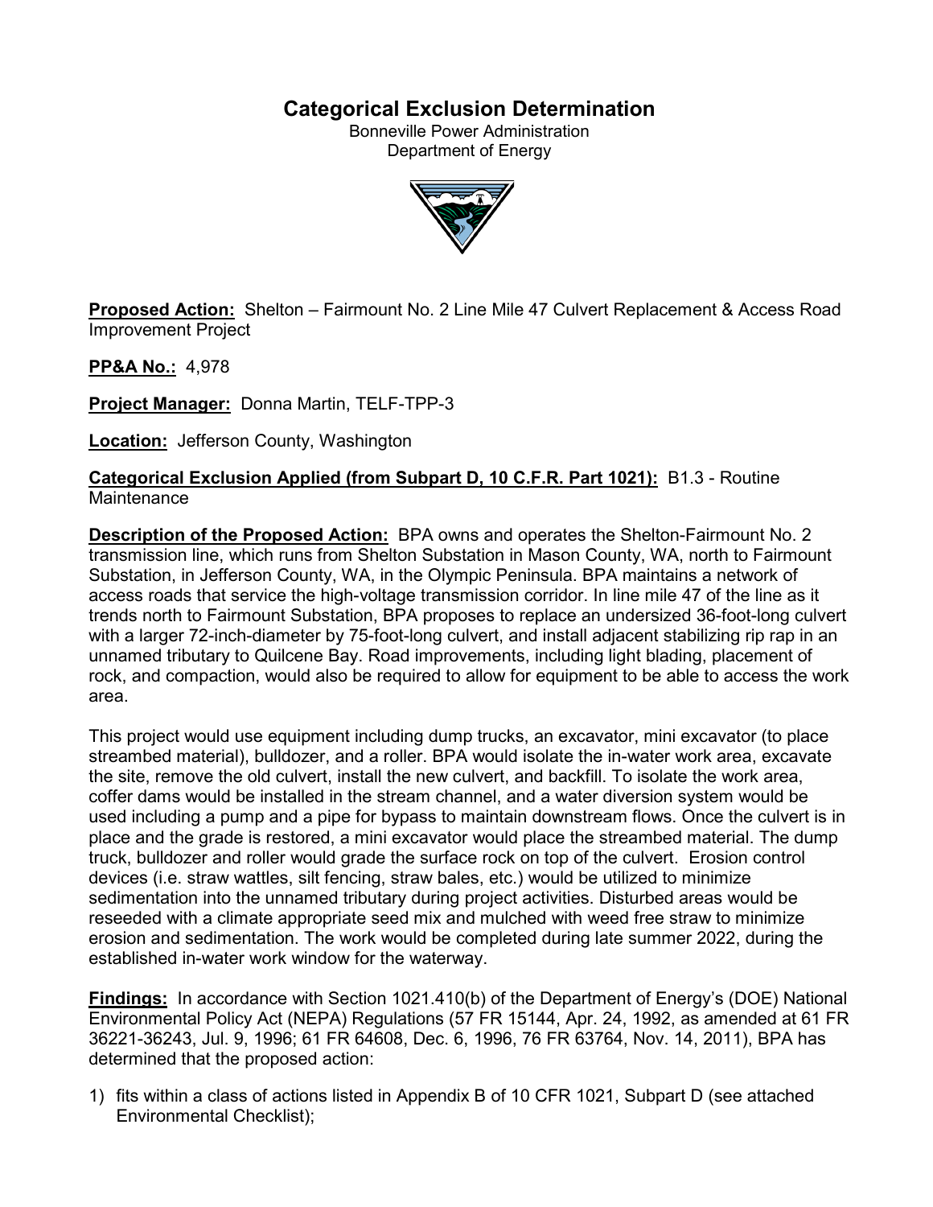# Categorical Exclusion Determination

Bonneville Power Administration
Department of Energy

**Proposed Action:** Shelton – Fairmount No. 2 Line Mile 47 Culvert Replacement & Access Road Improvement Project

**PP&A No.:** 4,978

**Project Manager:** Donna Martin, TELF-TPP-3

**Location:** Jefferson County, Washington

**Categorical Exclusion Applied (from Subpart D, 10 C.F.R. Part 1021):** B1.3 - Routine Maintenance

**Description of the Proposed Action:** BPA owns and operates the Shelton-Fairmount No. 2 transmission line, which runs from Shelton Substation in Mason County, WA, north to Fairmount Substation, in Jefferson County, WA, in the Olympic Peninsula. BPA maintains a network of access roads that service the high-voltage transmission corridor. In line mile 47 of the line as it trends north to Fairmount Substation, BPA proposes to replace an undersized 36-foot-long culvert with a larger 72-inch-diameter by 75-foot-long culvert, and install adjacent stabilizing rip rap in an unnamed tributary to Quilcene Bay. Road improvements, including light blading, placement of rock, and compaction, would also be required to allow for equipment to be able to access the work area.

This project would use equipment including dump trucks, an excavator, mini excavator (to place streambed material), bulldozer, and a roller. BPA would isolate the in-water work area, excavate the site, remove the old culvert, install the new culvert, and backfill. To isolate the work area, coffer dams would be installed in the stream channel, and a water diversion system would be used including a pump and a pipe for bypass to maintain downstream flows. Once the culvert is in place and the grade is restored, a mini excavator would place the streambed material. The dump truck, bulldozer and roller would grade the surface rock on top of the culvert. Erosion control devices (i.e. straw wattles, silt fencing, straw bales, etc.) would be utilized to minimize sedimentation into the unnamed tributary during project activities. Disturbed areas would be reseeded with a climate appropriate seed mix and mulched with weed free straw to minimize erosion and sedimentation. The work would be completed during late summer 2022, during the established in-water work window for the waterway.

**Findings:** In accordance with Section 1021.410(b) of the Department of Energy's (DOE) National Environmental Policy Act (NEPA) Regulations (57 FR 15144, Apr. 24, 1992, as amended at 61 FR 36221-36243, Jul. 9, 1996; 61 FR 64608, Dec. 6, 1996, 76 FR 63764, Nov. 14, 2011), BPA has determined that the proposed action:

1) fits within a class of actions listed in Appendix B of 10 CFR 1021, Subpart D (see attached Environmental Checklist);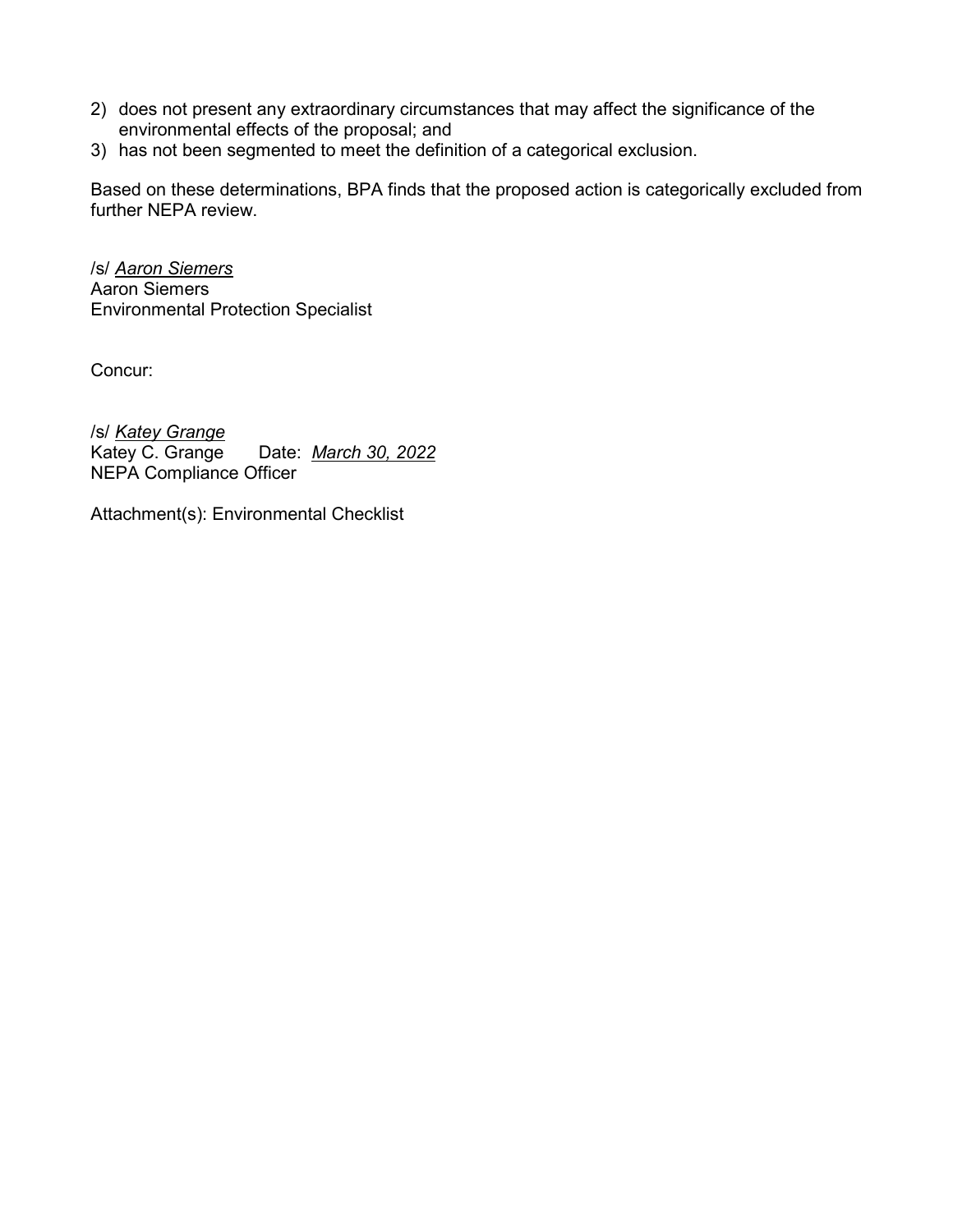2) does not present any extraordinary circumstances that may affect the significance of the environmental effects of the proposal; and
3) has not been segmented to meet the definition of a categorical exclusion.

Based on these determinations, BPA finds that the proposed action is categorically excluded from further NEPA review.

/s/ *Aaron Siemers*
Aaron Siemers
Environmental Protection Specialist

Concur:

/s/ *Katey Grange*
Katey C. Grange Date: *March 30, 2022*
NEPA Compliance Officer

Attachment(s): Environmental Checklist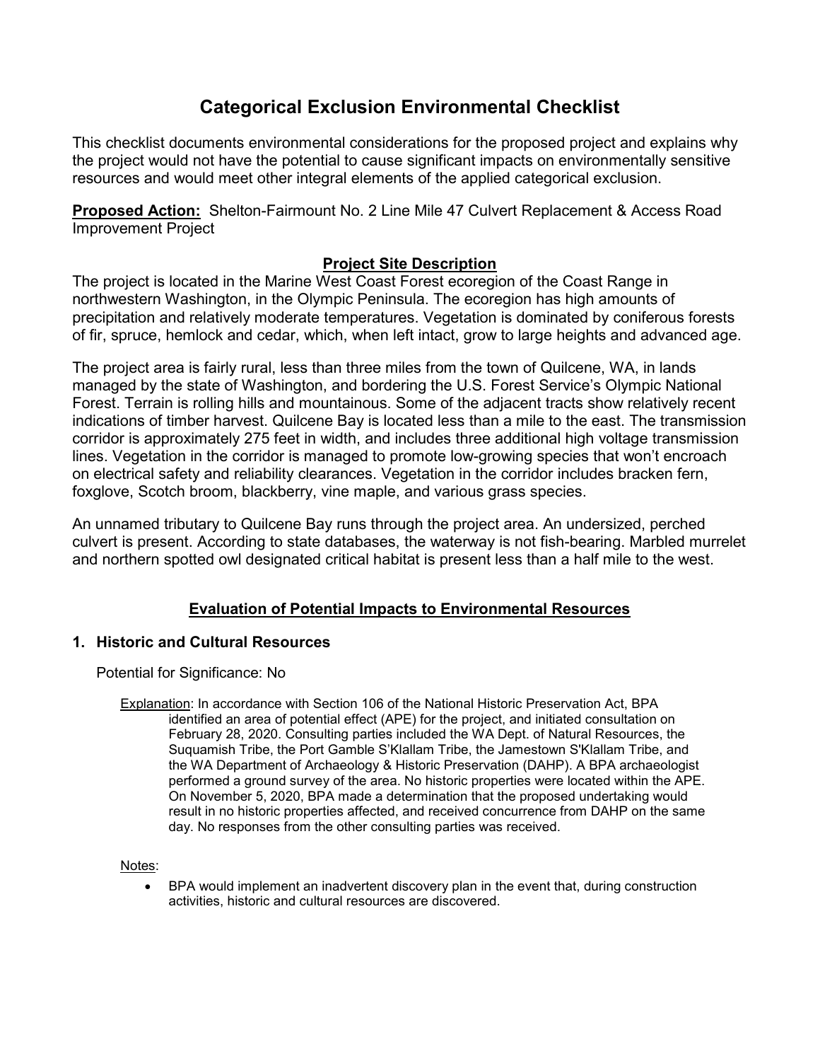# Categorical Exclusion Environmental Checklist

This checklist documents environmental considerations for the proposed project and explains why the project would not have the potential to cause significant impacts on environmentally sensitive resources and would meet other integral elements of the applied categorical exclusion.

**Proposed Action:** Shelton-Fairmount No. 2 Line Mile 47 Culvert Replacement & Access Road Improvement Project

## Project Site Description

The project is located in the Marine West Coast Forest ecoregion of the Coast Range in northwestern Washington, in the Olympic Peninsula. The ecoregion has high amounts of precipitation and relatively moderate temperatures. Vegetation is dominated by coniferous forests of fir, spruce, hemlock and cedar, which, when left intact, grow to large heights and advanced age.

The project area is fairly rural, less than three miles from the town of Quilcene, WA, in lands managed by the state of Washington, and bordering the U.S. Forest Service's Olympic National Forest. Terrain is rolling hills and mountainous. Some of the adjacent tracts show relatively recent indications of timber harvest. Quilcene Bay is located less than a mile to the east. The transmission corridor is approximately 275 feet in width, and includes three additional high voltage transmission lines. Vegetation in the corridor is managed to promote low-growing species that won't encroach on electrical safety and reliability clearances. Vegetation in the corridor includes bracken fern, foxglove, Scotch broom, blackberry, vine maple, and various grass species.

An unnamed tributary to Quilcene Bay runs through the project area. An undersized, perched culvert is present. According to state databases, the waterway is not fish-bearing. Marbled murrelet and northern spotted owl designated critical habitat is present less than a half mile to the west.

## Evaluation of Potential Impacts to Environmental Resources

### 1. Historic and Cultural Resources

Potential for Significance: No

Explanation: In accordance with Section 106 of the National Historic Preservation Act, BPA identified an area of potential effect (APE) for the project, and initiated consultation on February 28, 2020. Consulting parties included the WA Dept. of Natural Resources, the Suquamish Tribe, the Port Gamble S'Klallam Tribe, the Jamestown S'Klallam Tribe, and the WA Department of Archaeology & Historic Preservation (DAHP). A BPA archaeologist performed a ground survey of the area. No historic properties were located within the APE. On November 5, 2020, BPA made a determination that the proposed undertaking would result in no historic properties affected, and received concurrence from DAHP on the same day. No responses from the other consulting parties was received.

Notes:

- BPA would implement an inadvertent discovery plan in the event that, during construction activities, historic and cultural resources are discovered.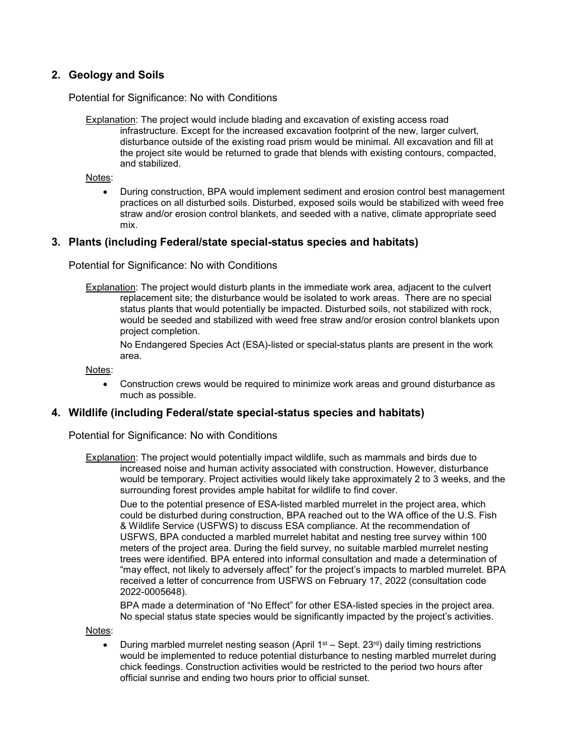## 2. Geology and Soils

Potential for Significance: No with Conditions

Explanation: The project would include blading and excavation of existing access road infrastructure. Except for the increased excavation footprint of the new, larger culvert, disturbance outside of the existing road prism would be minimal. All excavation and fill at the project site would be returned to grade that blends with existing contours, compacted, and stabilized.

Notes:

- During construction, BPA would implement sediment and erosion control best management practices on all disturbed soils. Disturbed, exposed soils would be stabilized with weed free straw and/or erosion control blankets, and seeded with a native, climate appropriate seed mix.

## 3. Plants (including Federal/state special-status species and habitats)

Potential for Significance: No with Conditions

Explanation: The project would disturb plants in the immediate work area, adjacent to the culvert replacement site; the disturbance would be isolated to work areas. There are no special status plants that would potentially be impacted. Disturbed soils, not stabilized with rock, would be seeded and stabilized with weed free straw and/or erosion control blankets upon project completion.

No Endangered Species Act (ESA)-listed or special-status plants are present in the work area.

Notes:

- Construction crews would be required to minimize work areas and ground disturbance as much as possible.

## 4. Wildlife (including Federal/state special-status species and habitats)

Potential for Significance: No with Conditions

Explanation: The project would potentially impact wildlife, such as mammals and birds due to increased noise and human activity associated with construction. However, disturbance would be temporary. Project activities would likely take approximately 2 to 3 weeks, and the surrounding forest provides ample habitat for wildlife to find cover.

Due to the potential presence of ESA-listed marbled murrelet in the project area, which could be disturbed during construction, BPA reached out to the WA office of the U.S. Fish & Wildlife Service (USFWS) to discuss ESA compliance. At the recommendation of USFWS, BPA conducted a marbled murrelet habitat and nesting tree survey within 100 meters of the project area. During the field survey, no suitable marbled murrelet nesting trees were identified. BPA entered into informal consultation and made a determination of "may effect, not likely to adversely affect" for the project's impacts to marbled murrelet. BPA received a letter of concurrence from USFWS on February 17, 2022 (consultation code 2022-0005648).

BPA made a determination of "No Effect" for other ESA-listed species in the project area. No special status state species would be significantly impacted by the project's activities.

Notes:

- During marbled murrelet nesting season (April 1st – Sept. 23rd) daily timing restrictions would be implemented to reduce potential disturbance to nesting marbled murrelet during chick feedings. Construction activities would be restricted to the period two hours after official sunrise and ending two hours prior to official sunset.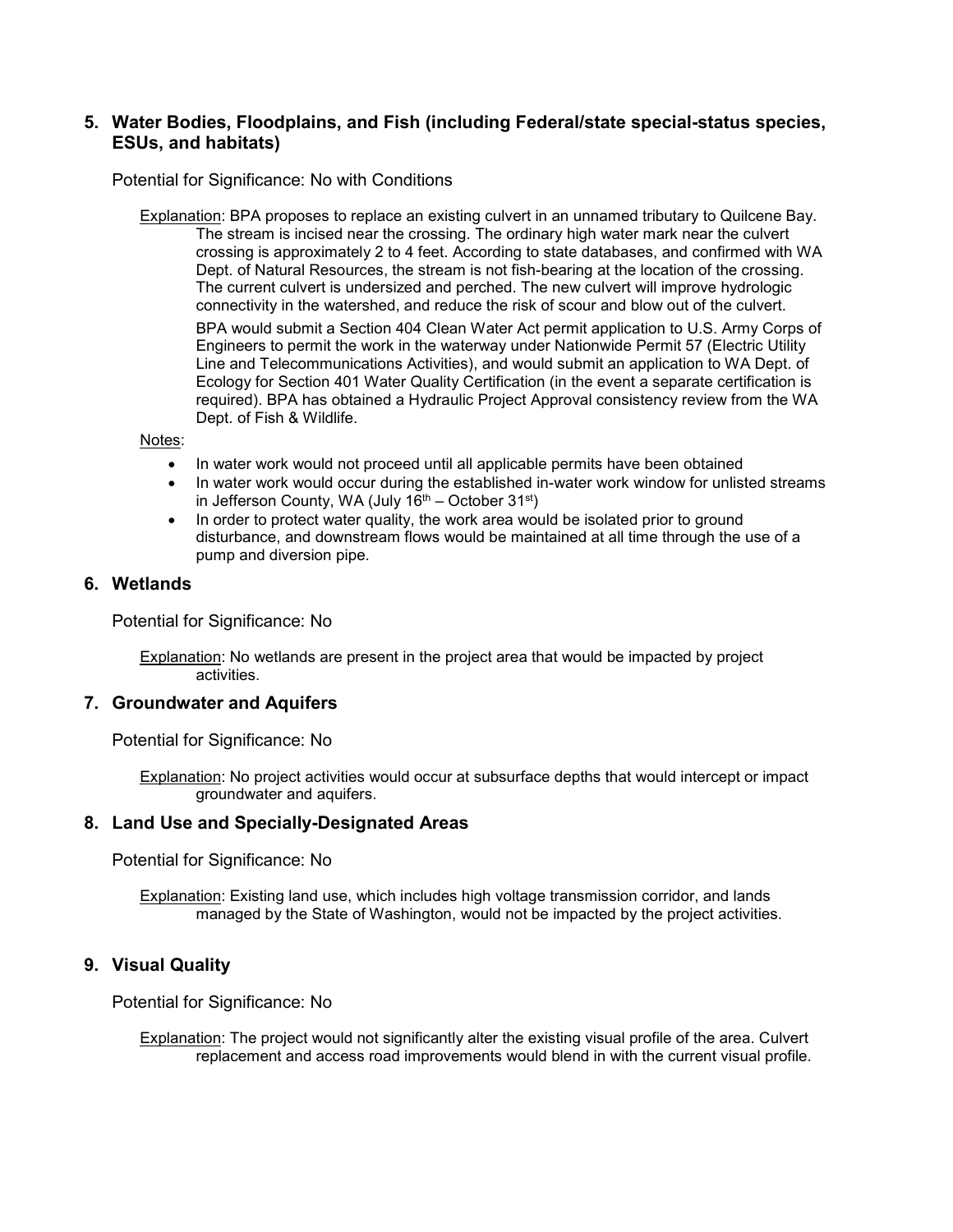**5. Water Bodies, Floodplains, and Fish (including Federal/state special-status species, ESUs, and habitats)**

Potential for Significance: No with Conditions

Explanation: BPA proposes to replace an existing culvert in an unnamed tributary to Quilcene Bay. The stream is incised near the crossing. The ordinary high water mark near the culvert crossing is approximately 2 to 4 feet. According to state databases, and confirmed with WA Dept. of Natural Resources, the stream is not fish-bearing at the location of the crossing. The current culvert is undersized and perched. The new culvert will improve hydrologic connectivity in the watershed, and reduce the risk of scour and blow out of the culvert.

BPA would submit a Section 404 Clean Water Act permit application to U.S. Army Corps of Engineers to permit the work in the waterway under Nationwide Permit 57 (Electric Utility Line and Telecommunications Activities), and would submit an application to WA Dept. of Ecology for Section 401 Water Quality Certification (in the event a separate certification is required). BPA has obtained a Hydraulic Project Approval consistency review from the WA Dept. of Fish & Wildlife.

Notes:

- In water work would not proceed until all applicable permits have been obtained
- In water work would occur during the established in-water work window for unlisted streams in Jefferson County, WA (July 16th – October 31st)
- In order to protect water quality, the work area would be isolated prior to ground disturbance, and downstream flows would be maintained at all time through the use of a pump and diversion pipe.

**6. Wetlands**

Potential for Significance: No

Explanation: No wetlands are present in the project area that would be impacted by project activities.

**7. Groundwater and Aquifers**

Potential for Significance: No

Explanation: No project activities would occur at subsurface depths that would intercept or impact groundwater and aquifers.

**8. Land Use and Specially-Designated Areas**

Potential for Significance: No

Explanation: Existing land use, which includes high voltage transmission corridor, and lands managed by the State of Washington, would not be impacted by the project activities.

**9. Visual Quality**

Potential for Significance: No

Explanation: The project would not significantly alter the existing visual profile of the area. Culvert replacement and access road improvements would blend in with the current visual profile.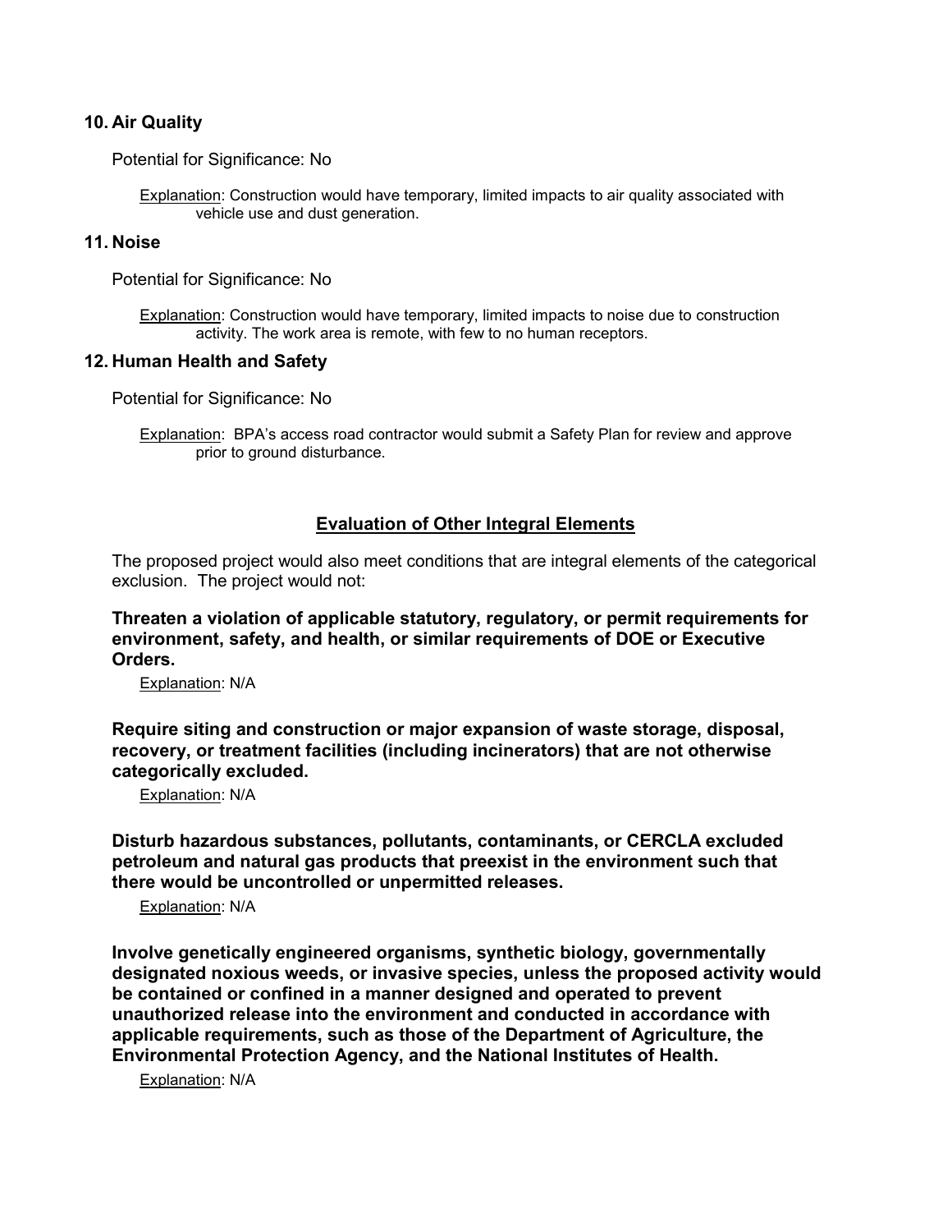## 10. Air Quality

Potential for Significance: No

Explanation: Construction would have temporary, limited impacts to air quality associated with vehicle use and dust generation.

## 11. Noise

Potential for Significance: No

Explanation: Construction would have temporary, limited impacts to noise due to construction activity. The work area is remote, with few to no human receptors.

## 12. Human Health and Safety

Potential for Significance: No

Explanation: BPA's access road contractor would submit a Safety Plan for review and approve prior to ground disturbance.

## Evaluation of Other Integral Elements

The proposed project would also meet conditions that are integral elements of the categorical exclusion. The project would not:

**Threaten a violation of applicable statutory, regulatory, or permit requirements for environment, safety, and health, or similar requirements of DOE or Executive Orders.**

Explanation: N/A

**Require siting and construction or major expansion of waste storage, disposal, recovery, or treatment facilities (including incinerators) that are not otherwise categorically excluded.**

Explanation: N/A

**Disturb hazardous substances, pollutants, contaminants, or CERCLA excluded petroleum and natural gas products that preexist in the environment such that there would be uncontrolled or unpermitted releases.**

Explanation: N/A

**Involve genetically engineered organisms, synthetic biology, governmentally designated noxious weeds, or invasive species, unless the proposed activity would be contained or confined in a manner designed and operated to prevent unauthorized release into the environment and conducted in accordance with applicable requirements, such as those of the Department of Agriculture, the Environmental Protection Agency, and the National Institutes of Health.**

Explanation: N/A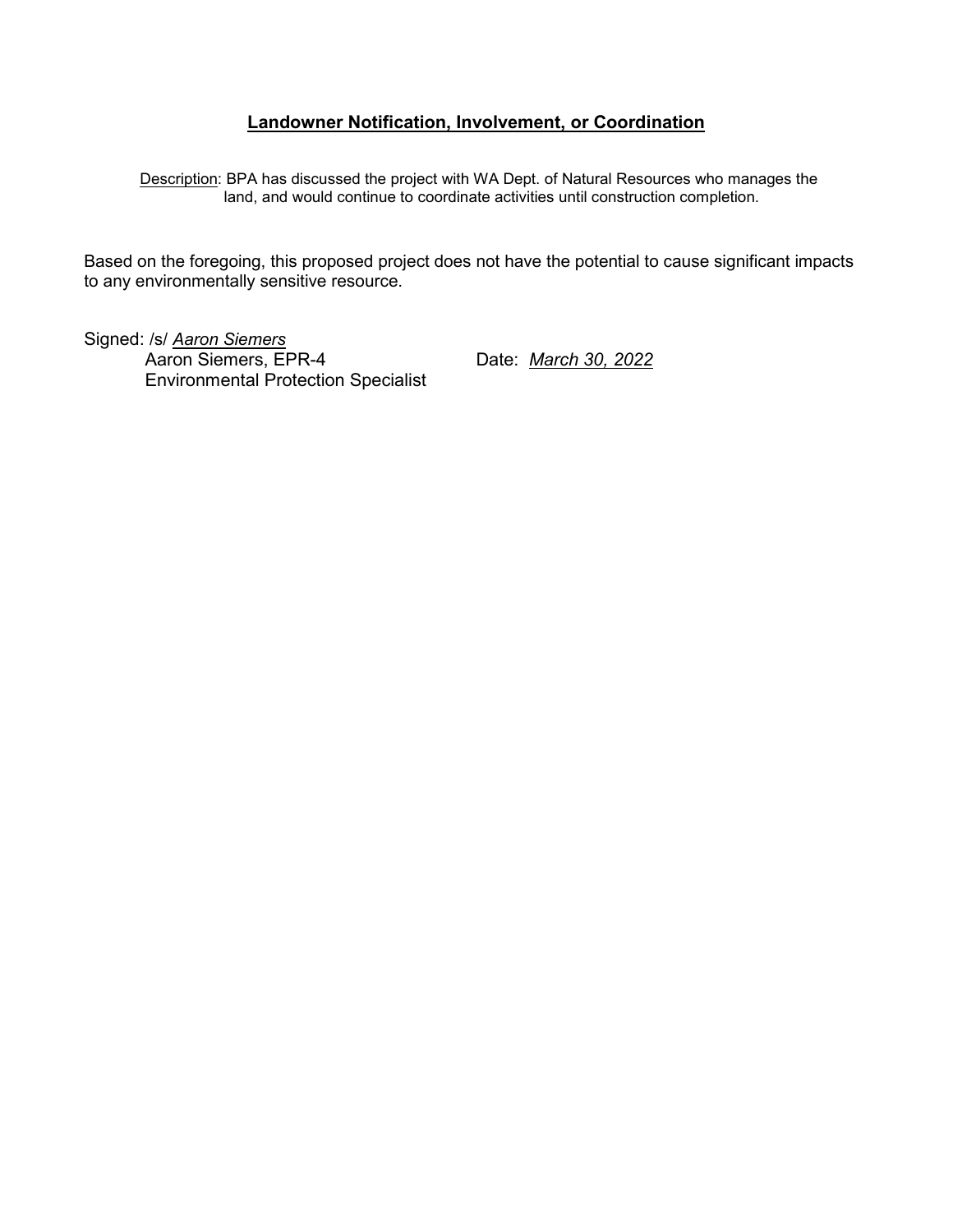## **Landowner Notification, Involvement, or Coordination**

Description: BPA has discussed the project with WA Dept. of Natural Resources who manages the land, and would continue to coordinate activities until construction completion.

Based on the foregoing, this proposed project does not have the potential to cause significant impacts to any environmentally sensitive resource.

Signed: /s/ *Aaron Siemers*
Aaron Siemers, EPR-4
Environmental Protection Specialist

Date: *March 30, 2022*